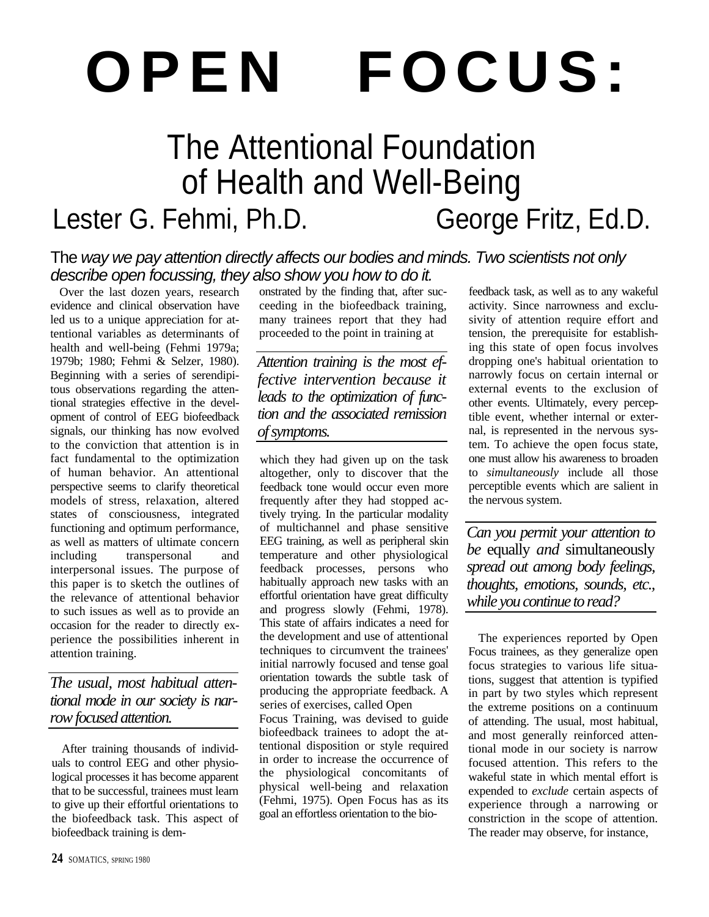# OPEN FOCUS:

## The Attentional Foundation of Health and Well-Being

Lester G. Fehmi, Ph.D. George Fritz, Ed.D.

The *way we pay attention directly affects our bodies and minds. Two scientists not only describe open focussing, they also show you how to do it.*

Over the last dozen years, research evidence and clinical observation have led us to a unique appreciation for attentional variables as determinants of health and well-being (Fehmi 1979a; 1979b; 1980; Fehmi & Selzer, 1980). Beginning with a series of serendipitous observations regarding the attentional strategies effective in the development of control of EEG biofeedback signals, our thinking has now evolved to the conviction that attention is in fact fundamental to the optimization of human behavior. An attentional perspective seems to clarify theoretical models of stress, relaxation, altered states of consciousness, integrated functioning and optimum performance, as well as matters of ultimate concern including transpersonal and interpersonal issues. The purpose of this paper is to sketch the outlines of the relevance of attentional behavior to such issues as well as to provide an occasion for the reader to directly experience the possibilities inherent in attention training.

*The usual, most habitual attentional mode in our society is narrow focused attention.*

After training thousands of individuals to control EEG and other physiological processes it has become apparent that to be successful, trainees must learn to give up their effortful orientations to the biofeedback task. This aspect of biofeedback training is demonstrated by the finding that, after succeeding in the biofeedback training, many trainees report that they had proceeded to the point in training at which they had given up on the task altogether, only to discover that the feedback tone would occur even more frequently after they had stopped actively trying. In the particular modality of multichannel and phase sensitive EEG training, as well as peripheral skin temperature and other physiological feedback processes, persons who habitually approach new tasks with an effortful orientation have great difficulty and progress slowly (Fehmi, 1978). This state of affairs indicates a need for the development and use of attentional techniques to circumvent the trainees' initial narrowly focused and tense goal orientation towards the subtle task of producing the appropriate feedback. A series of exercises, called Open Focus Training, was devised to guide biofeedback trainees to adopt the attentional disposition or style required in order to increase the occurrence of the physiological concomitants of physical well-being and relaxation (Fehmi, 1975). Open Focus has as its goal an effortless orientation to the biofeedback task, as well as to any wakeful activity. Since narrowness and exclusivity of attention require effort and tension, the prerequisite for establishing this state of open focus involves dropping one's habitual orientation to narrowly focus on certain internal or external events to the exclusion of other events. Ultimately, every perceptible event, whether internal or external, is represented in the nervous system. To achieve the open focus state, one must allow his awareness to broaden to *simultaneously* include all those perceptible events which are salient in the nervous system.

*Attention training is the most effective intervention because it leads to the optimization of function and the associated remission of symptoms.*

*Can you permit your attention to be* equally *and* simultaneously *spread out among body feelings, thoughts, emotions, sounds, etc., while you continue to read?*

The experiences reported by Open Focus trainees, as they generalize open focus strategies to various life situations, suggest that attention is typified in part by two styles which represent the extreme positions on a continuum of attending. The usual, most habitual, and most generally reinforced attentional mode in our society is narrow focused attention. This refers to the wakeful state in which mental effort is expended to *exclude* certain aspects of experience through a narrowing or constriction in the scope of attention. The reader may observe, for instance,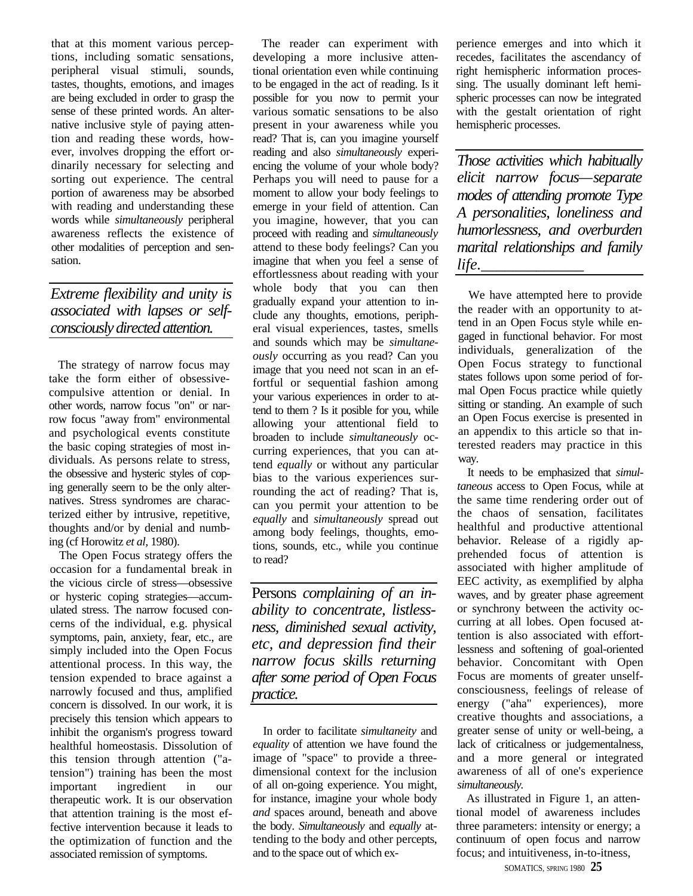that at this moment various perceptions, including somatic sensations, peripheral visual stimuli, sounds, tastes, thoughts, emotions, and images are being excluded in order to grasp the sense of these printed words. An alternative inclusive style of paying attention and reading these words, however, involves dropping the effort ordinarily necessary for selecting and sorting out experience. The central portion of awareness may be absorbed with reading and understanding these words while *simultaneously* peripheral awareness reflects the existence of other modalities of perception and sensation.

*Extreme flexibility and unity is associated with lapses or self-consciously directed attention.*

The strategy of narrow focus may take the form either of obsessive-compulsive attention or denial. In other words, narrow focus "on" or narrow focus "away from" environmental and psychological events constitute the basic coping strategies of most individuals. As persons relate to stress, the obsessive and hysteric styles of coping generally seem to be the only alternatives. Stress syndromes are characterized either by intrusive, repetitive, thoughts and/or by denial and numbing (cf Horowitz *et al*, 1980).

The Open Focus strategy offers the occasion for a fundamental break in the vicious circle of stress—obsessive or hysteric coping strategies—accumulated stress. The narrow focused concerns of the individual, e.g. physical symptoms, pain, anxiety, fear, etc., are simply included into the Open Focus attentional process. In this way, the tension expended to brace against a narrowly focused and thus, amplified concern is dissolved. In our work, it is precisely this tension which appears to inhibit the organism's progress toward healthful homeostasis. Dissolution of this tension through attention ("a-tension") training has been the most important ingredient in our therapeutic work. It is our observation that attention training is the most effective intervention because it leads to the optimization of function and the associated remission of symptoms.

The reader can experiment with developing a more inclusive attentional orientation even while continuing to be engaged in the act of reading. Is it possible for you now to permit your various somatic sensations to be also present in your awareness while you read? That is, can you imagine yourself reading and also *simultaneously* experiencing the volume of your whole body? Perhaps you will need to pause for a moment to allow your body feelings to emerge in your field of attention. Can you imagine, however, that you can proceed with reading and *simultaneously* attend to these body feelings? Can you imagine that when you feel a sense of effortlessness about reading with your whole body that you can then gradually expand your attention to include any thoughts, emotions, peripheral visual experiences, tastes, smells and sounds which may be *simultaneously* occurring as you read? Can you image that you need not scan in an effortful or sequential fashion among your various experiences in order to attend to them ? Is it posible for you, while allowing your attentional field to broaden to include *simultaneously* occurring experiences, that you can attend *equally* or without any particular bias to the various experiences surrounding the act of reading? That is, can you permit your attention to be *equally* and *simultaneously* spread out among body feelings, thoughts, emotions, sounds, etc., while you continue to read?

Persons *complaining of an inability to concentrate, listlessness, diminished sexual activity, etc, and depression find their narrow focus skills returning after some period of Open Focus practice.*

In order to facilitate *simultaneity* and *equality* of attention we have found the image of "space" to provide a three-dimensional context for the inclusion of all on-going experience. You might, for instance, imagine your whole body *and* spaces around, beneath and above the body. *Simultaneously* and *equally* attending to the body and other percepts, and to the space out of which experience emerges and into which it recedes, facilitates the ascendancy of right hemispheric information processing. The usually dominant left hemispheric processes can now be integrated with the gestalt orientation of right hemispheric processes.

*Those activities which habitually elicit narrow focus—separate modes of attending promote Type A personalities, loneliness and humorlessness, and overburden marital relationships and family life.*

We have attempted here to provide the reader with an opportunity to attend in an Open Focus style while engaged in functional behavior. For most individuals, generalization of the Open Focus strategy to functional states follows upon some period of formal Open Focus practice while quietly sitting or standing. An example of such an Open Focus exercise is presented in an appendix to this article so that interested readers may practice in this way.

It needs to be emphasized that *simultaneous* access to Open Focus, while at the same time rendering order out of the chaos of sensation, facilitates healthful and productive attentional behavior. Release of a rigidly apprehended focus of attention is associated with higher amplitude of EEC activity, as exemplified by alpha waves, and by greater phase agreement or synchrony between the activity occurring at all lobes. Open focused attention is also associated with effortlessness and softening of goal-oriented behavior. Concomitant with Open Focus are moments of greater unselfconsciousness, feelings of release of energy ("aha" experiences), more creative thoughts and associations, a greater sense of unity or well-being, a lack of criticalness or judgementalness, and a more general or integrated awareness of all of one's experience *simultaneously.*

As illustrated in Figure 1, an attentional model of awareness includes three parameters: intensity or energy; a continuum of open focus and narrow focus; and intuitiveness, in-to-itness,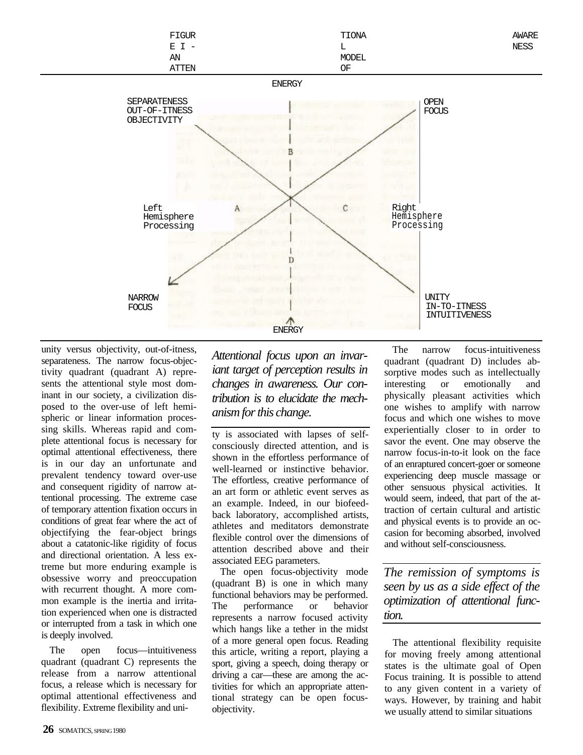FIGURE I - AN ATTENTIONAL MODEL OF AWARENESS

ENERGY

SEPARATENESS
OUT-OF-ITNESS
OBJECTIVITY

OPEN FOCUS

B

Left Hemisphere Processing

A

C

Right Hemisphere Processing

D

NARROW FOCUS

UNITY
IN-TO-ITNESS
INTUITIVENESS

ENERGY

unity versus objectivity, out-of-itness, separateness. The narrow focus-objectivity quadrant (quadrant A) represents the attentional style most dominant in our society, a civilization disposed to the over-use of left hemispheric or linear information processing skills. Whereas rapid and complete attentional focus is necessary for optimal attentional effectiveness, there is in our day an unfortunate and prevalent tendency toward over-use and consequent rigidity of narrow attentional processing. The extreme case of temporary attention fixation occurs in conditions of great fear where the act of objectifying the fear-object brings about a catatonic-like rigidity of focus and directional orientation. A less extreme but more enduring example is obsessive worry and preoccupation with recurrent thought. A more common example is the inertia and irritation experienced when one is distracted or interrupted from a task in which one is deeply involved.

The open focus—intuitiveness quadrant (quadrant C) represents the release from a narrow attentional focus, a release which is necessary for optimal attentional effectiveness and flexibility. Extreme flexibility and unity is associated with lapses of self-consciously directed attention, and is shown in the effortless performance of well-learned or instinctive behavior. The effortless, creative performance of an art form or athletic event serves as an example. Indeed, in our biofeedback laboratory, accomplished artists, athletes and meditators demonstrate flexible control over the dimensions of attention described above and their associated EEG parameters.

*Attentional focus upon an invariant target of perception results in changes in awareness. Our contribution is to elucidate the mechanism for this change.*

The open focus-objectivity mode (quadrant B) is one in which many functional behaviors may be performed. The performance or behavior represents a narrow focused activity which hangs like a tether in the midst of a more general open focus. Reading this article, writing a report, playing a sport, giving a speech, doing therapy or driving a car—these are among the activities for which an appropriate attentional strategy can be open focus-objectivity.

The narrow focus-intuitiveness quadrant (quadrant D) includes absorptive modes such as intellectually interesting or emotionally and physically pleasant activities which one wishes to amplify with narrow focus and which one wishes to move experientially closer to in order to savor the event. One may observe the narrow focus-in-to-it look on the face of an enraptured concert-goer or someone experiencing deep muscle massage or other sensuous physical activities. It would seem, indeed, that part of the attraction of certain cultural and artistic and physical events is to provide an occasion for becoming absorbed, involved and without self-consciousness.

*The remission of symptoms is seen by us as a side effect of the optimization of attentional function.*

The attentional flexibility requisite for moving freely among attentional states is the ultimate goal of Open Focus training. It is possible to attend to any given content in a variety of ways. However, by training and habit we usually attend to similar situations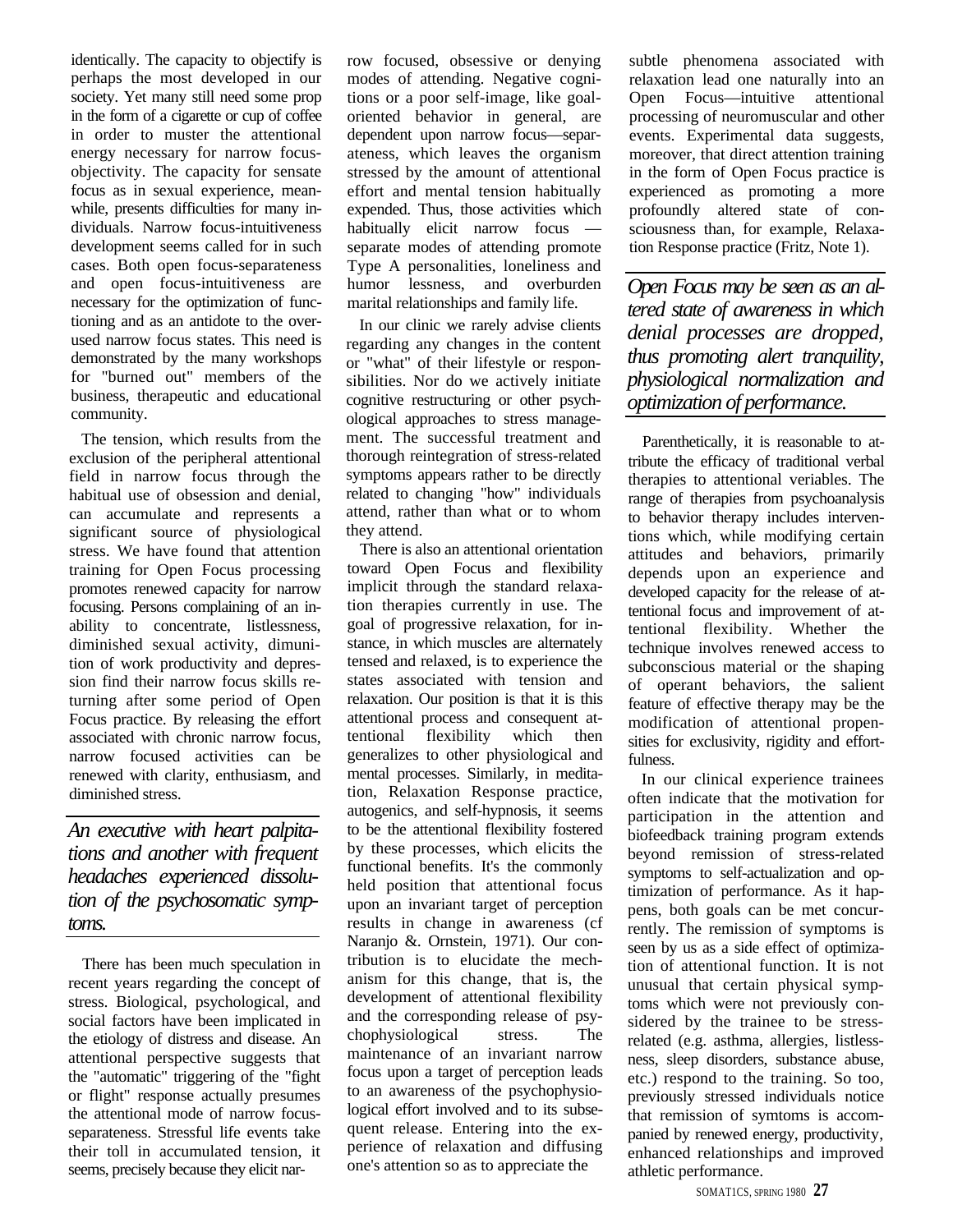identically. The capacity to objectify is perhaps the most developed in our society. Yet many still need some prop in the form of a cigarette or cup of coffee in order to muster the attentional energy necessary for narrow focus-objectivity. The capacity for sensate focus as in sexual experience, meanwhile, presents difficulties for many individuals. Narrow focus-intuitiveness development seems called for in such cases. Both open focus-separateness and open focus-intuitiveness are necessary for the optimization of functioning and as an antidote to the overused narrow focus states. This need is demonstrated by the many workshops for "burned out" members of the business, therapeutic and educational community.

The tension, which results from the exclusion of the peripheral attentional field in narrow focus through the habitual use of obsession and denial, can accumulate and represents a significant source of physiological stress. We have found that attention training for Open Focus processing promotes renewed capacity for narrow focusing. Persons complaining of an inability to concentrate, listlessness, diminished sexual activity, dimunition of work productivity and depression find their narrow focus skills returning after some period of Open Focus practice. By releasing the effort associated with chronic narrow focus, narrow focused activities can be renewed with clarity, enthusiasm, and diminished stress.

*An executive with heart palpitations and another with frequent headaches experienced dissolution of the psychosomatic symptoms.*

There has been much speculation in recent years regarding the concept of stress. Biological, psychological, and social factors have been implicated in the etiology of distress and disease. An attentional perspective suggests that the "automatic" triggering of the "fight or flight" response actually presumes the attentional mode of narrow focus-separateness. Stressful life events take their toll in accumulated tension, it seems, precisely because they elicit narrow focused, obsessive or denying modes of attending. Negative cognitions or a poor self-image, like goal-oriented behavior in general, are dependent upon narrow focus—separateness, which leaves the organism stressed by the amount of attentional effort and mental tension habitually expended. Thus, those activities which habitually elicit narrow focus — separate modes of attending promote Type A personalities, loneliness and humor lessness, and overburden marital relationships and family life.

In our clinic we rarely advise clients regarding any changes in the content or "what" of their lifestyle or responsibilities. Nor do we actively initiate cognitive restructuring or other psychological approaches to stress management. The successful treatment and thorough reintegration of stress-related symptoms appears rather to be directly related to changing "how" individuals attend, rather than what or to whom they attend.

There is also an attentional orientation toward Open Focus and flexibility implicit through the standard relaxation therapies currently in use. The goal of progressive relaxation, for instance, in which muscles are alternately tensed and relaxed, is to experience the states associated with tension and relaxation. Our position is that it is this attentional process and consequent attentional flexibility which then generalizes to other physiological and mental processes. Similarly, in meditation, Relaxation Response practice, autogenics, and self-hypnosis, it seems to be the attentional flexibility fostered by these processes, which elicits the functional benefits. It's the commonly held position that attentional focus upon an invariant target of perception results in change in awareness (cf Naranjo &. Ornstein, 1971). Our contribution is to elucidate the mechanism for this change, that is, the development of attentional flexibility and the corresponding release of psychophysiological stress. The maintenance of an invariant narrow focus upon a target of perception leads to an awareness of the psychophysiological effort involved and to its subsequent release. Entering into the experience of relaxation and diffusing one's attention so as to appreciate the subtle phenomena associated with relaxation lead one naturally into an Open Focus—intuitive attentional processing of neuromuscular and other events. Experimental data suggests, moreover, that direct attention training in the form of Open Focus practice is experienced as promoting a more profoundly altered state of consciousness than, for example, Relaxation Response practice (Fritz, Note 1).

*Open Focus may be seen as an altered state of awareness in which denial processes are dropped, thus promoting alert tranquility, physiological normalization and optimization of performance.*

Parenthetically, it is reasonable to attribute the efficacy of traditional verbal therapies to attentional veriables. The range of therapies from psychoanalysis to behavior therapy includes interventions which, while modifying certain attitudes and behaviors, primarily depends upon an experience and developed capacity for the release of attentional focus and improvement of attentional flexibility. Whether the technique involves renewed access to subconscious material or the shaping of operant behaviors, the salient feature of effective therapy may be the modification of attentional propensities for exclusivity, rigidity and effortfulness.

In our clinical experience trainees often indicate that the motivation for participation in the attention and biofeedback training program extends beyond remission of stress-related symptoms to self-actualization and optimization of performance. As it happens, both goals can be met concurrently. The remission of symptoms is seen by us as a side effect of optimization of attentional function. It is not unusual that certain physical symptoms which were not previously considered by the trainee to be stress-related (e.g. asthma, allergies, listlessness, sleep disorders, substance abuse, etc.) respond to the training. So too, previously stressed individuals notice that remission of symtoms is accompanied by renewed energy, productivity, enhanced relationships and improved athletic performance.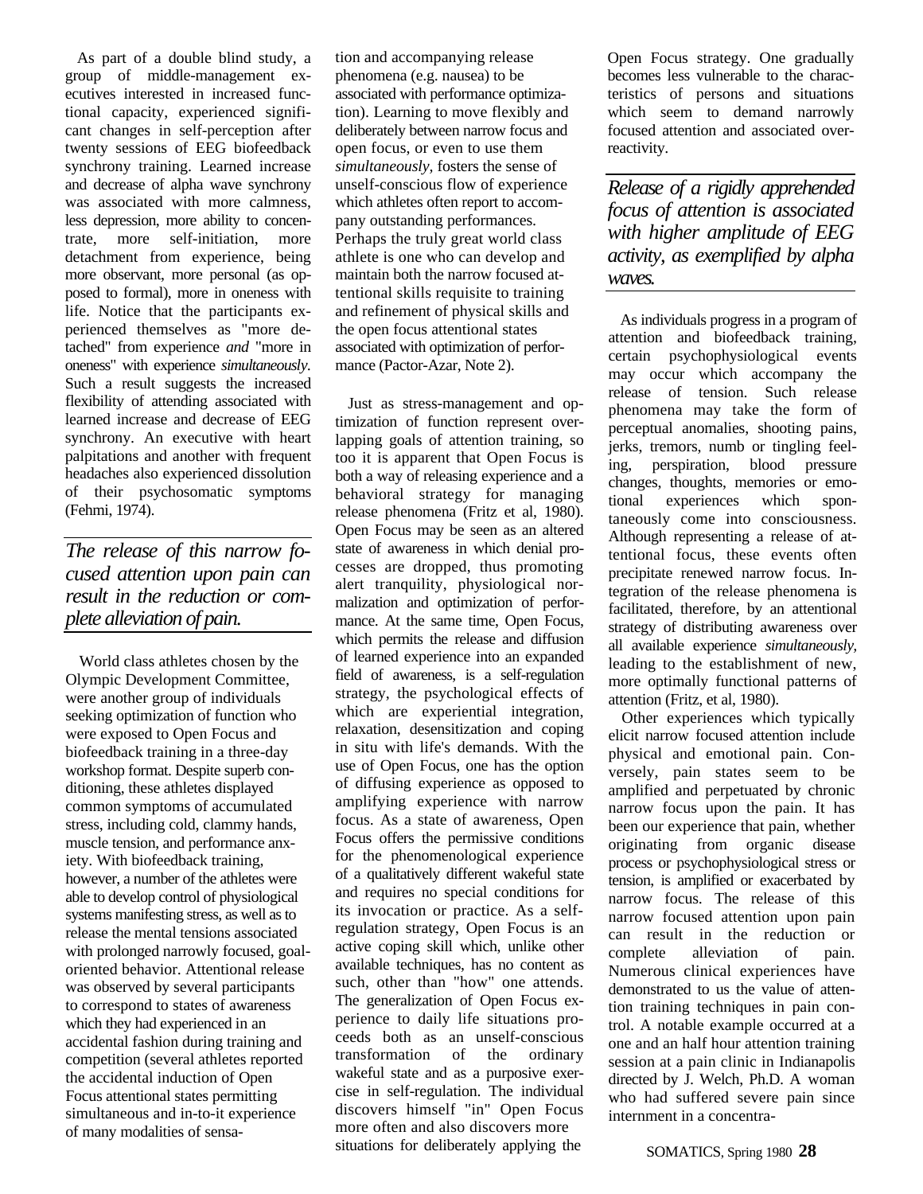As part of a double blind study, a group of middle-management executives interested in increased functional capacity, experienced significant changes in self-perception after twenty sessions of EEG biofeedback synchrony training. Learned increase and decrease of alpha wave synchrony was associated with more calmness, less depression, more ability to concentrate, more self-initiation, more detachment from experience, being more observant, more personal (as opposed to formal), more in oneness with life. Notice that the participants experienced themselves as "more detached" from experience *and* "more in oneness" with experience *simultaneously*. Such a result suggests the increased flexibility of attending associated with learned increase and decrease of EEG synchrony. An executive with heart palpitations and another with frequent headaches also experienced dissolution of their psychosomatic symptoms (Fehmi, 1974).

*The release of this narrow focused attention upon pain can result in the reduction or complete alleviation of pain.*

World class athletes chosen by the Olympic Development Committee, were another group of individuals seeking optimization of function who were exposed to Open Focus and biofeedback training in a three-day workshop format. Despite superb conditioning, these athletes displayed common symptoms of accumulated stress, including cold, clammy hands, muscle tension, and performance anxiety. With biofeedback training, however, a number of the athletes were able to develop control of physiological systems manifesting stress, as well as to release the mental tensions associated with prolonged narrowly focused, goal-oriented behavior. Attentional release was observed by several participants to correspond to states of awareness which they had experienced in an accidental fashion during training and competition (several athletes reported the accidental induction of Open Focus attentional states permitting simultaneous and in-to-it experience of many modalities of sensation and accompanying release phenomena (e.g. nausea) to be associated with performance optimization). Learning to move flexibly and deliberately between narrow focus and open focus, or even to use them *simultaneously,* fosters the sense of unself-conscious flow of experience which athletes often report to accompany outstanding performances. Perhaps the truly great world class athlete is one who can develop and maintain both the narrow focused attentional skills requisite to training and refinement of physical skills and the open focus attentional states associated with optimization of performance (Pactor-Azar, Note 2).

Just as stress-management and optimization of function represent overlapping goals of attention training, so too it is apparent that Open Focus is both a way of releasing experience and a behavioral strategy for managing release phenomena (Fritz et al, 1980). Open Focus may be seen as an altered state of awareness in which denial processes are dropped, thus promoting alert tranquility, physiological normalization and optimization of performance. At the same time, Open Focus, which permits the release and diffusion of learned experience into an expanded field of awareness, is a self-regulation strategy, the psychological effects of which are experiential integration, relaxation, desensitization and coping in situ with life's demands. With the use of Open Focus, one has the option of diffusing experience as opposed to amplifying experience with narrow focus. As a state of awareness, Open Focus offers the permissive conditions for the phenomenological experience of a qualitatively different wakeful state and requires no special conditions for its invocation or practice. As a self-regulation strategy, Open Focus is an active coping skill which, unlike other available techniques, has no content as such, other than "how" one attends. The generalization of Open Focus experience to daily life situations proceeds both as an unself-conscious transformation of the ordinary wakeful state and as a purposive exercise in self-regulation. The individual discovers himself "in" Open Focus more often and also discovers more situations for deliberately applying the Open Focus strategy. One gradually becomes less vulnerable to the characteristics of persons and situations which seem to demand narrowly focused attention and associated over-reactivity.

*Release of a rigidly apprehended focus of attention is associated with higher amplitude of EEG activity, as exemplified by alpha waves.*

As individuals progress in a program of attention and biofeedback training, certain psychophysiological events may occur which accompany the release of tension. Such release phenomena may take the form of perceptual anomalies, shooting pains, jerks, tremors, numb or tingling feeling, perspiration, blood pressure changes, thoughts, memories or emotional experiences which spontaneously come into consciousness. Although representing a release of attentional focus, these events often precipitate renewed narrow focus. Integration of the release phenomena is facilitated, therefore, by an attentional strategy of distributing awareness over all available experience *simultaneously,* leading to the establishment of new, more optimally functional patterns of attention (Fritz, et al, 1980).

Other experiences which typically elicit narrow focused attention include physical and emotional pain. Conversely, pain states seem to be amplified and perpetuated by chronic narrow focus upon the pain. It has been our experience that pain, whether originating from organic disease process or psychophysiological stress or tension, is amplified or exacerbated by narrow focus. The release of this narrow focused attention upon pain can result in the reduction or complete alleviation of pain. Numerous clinical experiences have demonstrated to us the value of attention training techniques in pain control. A notable example occurred at a one and an half hour attention training session at a pain clinic in Indianapolis directed by J. Welch, Ph.D. A woman who had suffered severe pain since internment in a concentra-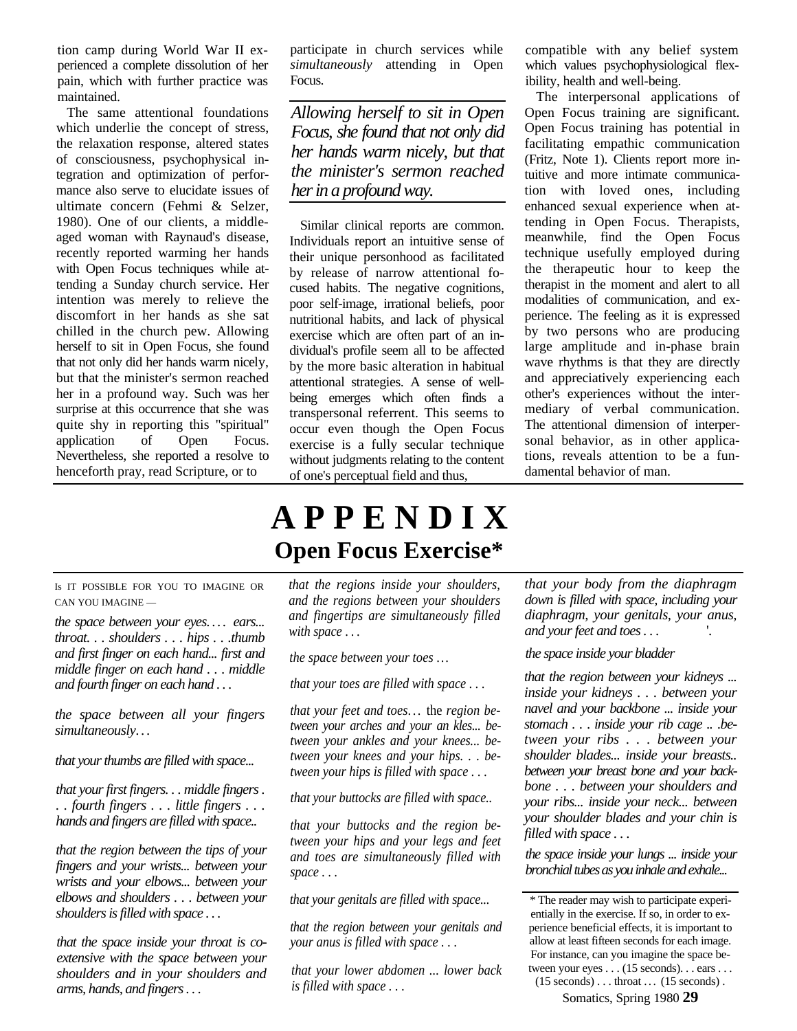tion camp during World War II experienced a complete dissolution of her pain, which with further practice was maintained.

The same attentional foundations which underlie the concept of stress, the relaxation response, altered states of consciousness, psychophysical integration and optimization of performance also serve to elucidate issues of ultimate concern (Fehmi & Selzer, 1980). One of our clients, a middle-aged woman with Raynaud's disease, recently reported warming her hands with Open Focus techniques while attending a Sunday church service. Her intention was merely to relieve the discomfort in her hands as she sat chilled in the church pew. Allowing herself to sit in Open Focus, she found that not only did her hands warm nicely, but that the minister's sermon reached her in a profound way. Such was her surprise at this occurrence that she was quite shy in reporting this "spiritual" application of Open Focus. Nevertheless, she reported a resolve to henceforth pray, read Scripture, or to participate in church services while *simultaneously* attending in Open Focus.

*Allowing herself to sit in Open Focus, she found that not only did her hands warm nicely, but that the minister's sermon reached her in a profound way.*

Similar clinical reports are common. Individuals report an intuitive sense of their unique personhood as facilitated by release of narrow attentional focused habits. The negative cognitions, poor self-image, irrational beliefs, poor nutritional habits, and lack of physical exercise which are often part of an individual's profile seem all to be affected by the more basic alteration in habitual attentional strategies. A sense of well-being emerges which often finds a transpersonal referrent. This seems to occur even though the Open Focus exercise is a fully secular technique without judgments relating to the content of one's perceptual field and thus, compatible with any belief system which values psychophysiological flexibility, health and well-being.

The interpersonal applications of Open Focus training are significant. Open Focus training has potential in facilitating empathic communication (Fritz, Note 1). Clients report more intuitive and more intimate communication with loved ones, including enhanced sexual experience when attending in Open Focus. Therapists, meanwhile, find the Open Focus technique usefully employed during the therapeutic hour to keep the therapist in the moment and alert to all modalities of communication, and experience. The feeling as it is expressed by two persons who are producing large amplitude and in-phase brain wave rhythms is that they are directly and appreciatively experiencing each other's experiences without the intermediary of verbal communication. The attentional dimension of interpersonal behavior, as in other applications, reveals attention to be a fundamental behavior of man.

# APPENDIX

## Open Focus Exercise*

IS IT POSSIBLE FOR YOU TO IMAGINE OR CAN YOU IMAGINE —

*the space between your eyes.... ears... throat. . . shoulders . . . hips . . .thumb and first finger on each hand... first and middle finger on each hand . . . middle and fourth finger on each hand . . .*

*the space between all your fingers simultaneously. . .*

*that your thumbs are filled with space...*

*that your first fingers. . . middle fingers . . . fourth fingers . . . little fingers . . . hands and fingers are filled with space..*

*that the region between the tips of your fingers and your wrists... between your wrists and your elbows... between your elbows and shoulders . . . between your shoulders is filled with space . . .*

*that the space inside your throat is co-extensive with the space between your shoulders and in your shoulders and arms, hands, and fingers . . .*

*that the regions inside your shoulders, and the regions between your shoulders and fingertips are simultaneously filled with space . . .*

*the space between your toes …*

*that your toes are filled with space . . .*

*that your feet and toes…* the *region between your arches and your an kles... between your ankles and your knees... between your knees and your hips. . . between your hips is filled with space . . .*

*that your buttocks are filled with space..*

*that your buttocks and the region between your hips and your legs and feet and toes are simultaneously filled with space . . .*

*that your genitals are filled with space...*

*that the region between your genitals and your anus is filled with space . . .*

*that your lower abdomen ... lower back is filled with space . . .*

*that your body from the diaphragm down is filled with space, including your diaphragm, your genitals, your anus, and your feet and toes . . .*

*the space inside your bladder*

*that the region between your kidneys ... inside your kidneys . . . between your navel and your backbone ... inside your stomach . . . inside your rib cage .. .between your ribs . . . between your shoulder blades... inside your breasts.. between your breast bone and your backbone . . . between your shoulders and your ribs... inside your neck... between your shoulder blades and your chin is filled with space . . .*

*the space inside your lungs ... inside your bronchial tubes as you inhale and exhale...*

\* The reader may wish to participate experientially in the exercise. If so, in order to experience beneficial effects, it is important to allow at least fifteen seconds for each image. For instance, can you imagine the space between your eyes . . . (15 seconds). . . ears . . . (15 seconds) . . . throat … (15 seconds) .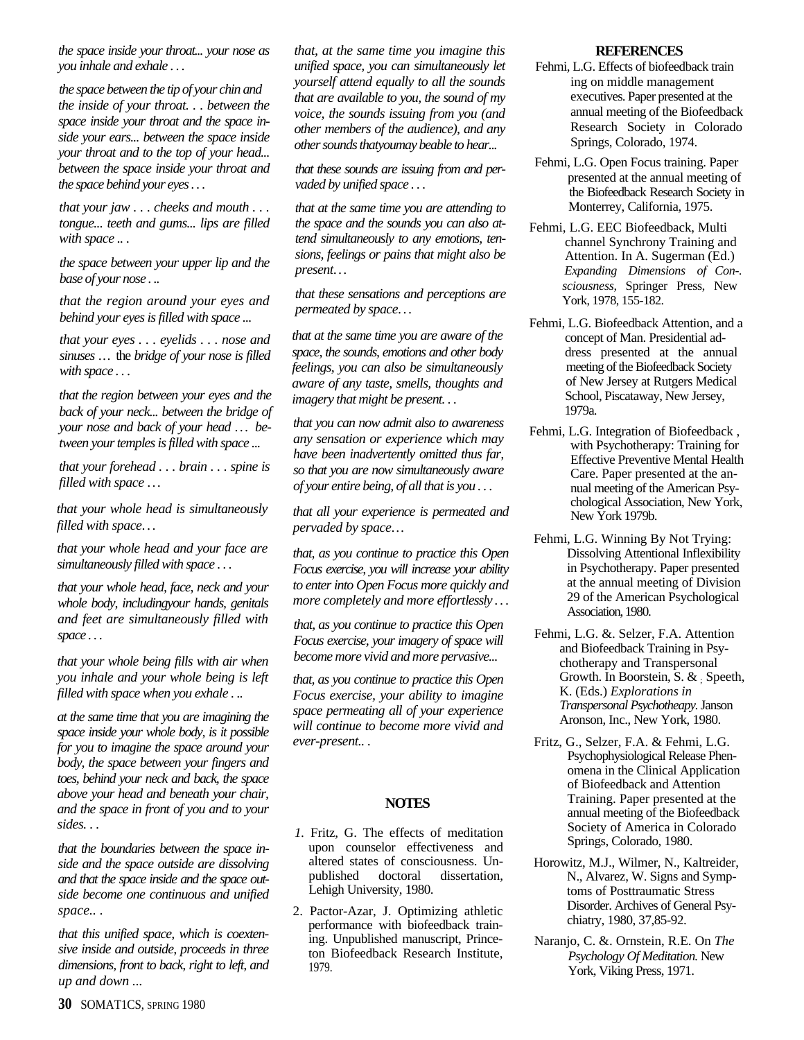*the space inside your throat... your nose as you inhale and exhale . . .*

*the space between the tip of your chin and the inside of your throat. . . between the space inside your throat and the space inside your ears... between the space inside your throat and to the top of your head... between the space inside your throat and the space behind your eyes . . .*

*that your jaw . . . cheeks and mouth . . . tongue... teeth and gums... lips are filled with space .. .*

*the space between your upper lip and the base of your nose . ..*

*that the region around your eyes and behind your eyes is filled with space ...*

*that your eyes . . . eyelids . . . nose and sinuses …* the *bridge of your nose is filled with space . . .*

*that the region between your eyes and the back of your neck... between the bridge of your nose and back of your head … between your temples is filled with space ...*

*that your forehead . . . brain . . . spine is filled with space …*

*that your whole head is simultaneously filled with space…*

*that your whole head and your face are simultaneously filled with space . . .*

*that your whole head, face, neck and your whole body, includingyour hands, genitals and feet are simultaneously filled with space . . .*

*that your whole being fills with air when you inhale and your whole being is left filled with space when you exhale . ..*

*at the same time that you are imagining the space inside your whole body, is it possible for you to imagine the space around your body, the space between your fingers and toes, behind your neck and back, the space above your head and beneath your chair, and the space in front of you and to your sides. . .*

*that the boundaries between the space inside and the space outside are dissolving and that the space inside and the space outside become one continuous and unified space.. .*

*that this unified space, which is coextensive inside and outside, proceeds in three dimensions, front to back, right to left, and up and down ...*

*that, at the same time you imagine this unified space, you can simultaneously let yourself attend equally to all the sounds that are available to you, the sound of my voice, the sounds issuing from you (and other members of the audience), and any other sounds thatyoumay beable to hear...*

*that these sounds are issuing from and pervaded by unified space . . .*

*that at the same time you are attending to the space and the sounds you can also attend simultaneously to any emotions, tensions, feelings or pains that might also be present…*

*that these sensations and perceptions are permeated by space…*

*that at the same time you are aware of the space, the sounds, emotions and other body feelings, you can also be simultaneously aware of any taste, smells, thoughts and imagery that might be present. . .*

*that you can now admit also to awareness any sensation or experience which may have been inadvertently omitted thus far, so that you are now simultaneously aware of your entire being, of all that is you . . .*

*that all your experience is permeated and pervaded by space…*

*that, as you continue to practice this Open Focus exercise, you will increase your ability to enter into Open Focus more quickly and more completely and more effortlessly . . .*

*that, as you continue to practice this Open Focus exercise, your imagery of space will become more vivid and more pervasive...*

*that, as you continue to practice this Open Focus exercise, your ability to imagine space permeating all of your experience will continue to become more vivid and ever-present.. .*

## NOTES

1. Fritz, G. The effects of meditation upon counselor effectiveness and altered states of consciousness. Unpublished doctoral dissertation, Lehigh University, 1980.
2. Pactor-Azar, J. Optimizing athletic performance with biofeedback training. Unpublished manuscript, Princeton Biofeedback Research Institute, 1979.

## REFERENCES

Fehmi, L.G. Effects of biofeedback training on middle management executives. Paper presented at the annual meeting of the Biofeedback Research Society in Colorado Springs, Colorado, 1974.

Fehmi, L.G. Open Focus training. Paper presented at the annual meeting of the Biofeedback Research Society in Monterrey, California, 1975.

Fehmi, L.G. EEC Biofeedback, Multi channel Synchrony Training and Attention. In A. Sugerman (Ed.) *Expanding Dimensions of Con-. sciousness,* Springer Press, New York, 1978, 155-182.

Fehmi, L.G. Biofeedback Attention, and a concept of Man. Presidential address presented at the annual meeting of the Biofeedback Society of New Jersey at Rutgers Medical School, Piscataway, New Jersey, 1979a.

Fehmi, L.G. Integration of Biofeedback , with Psychotherapy: Training for Effective Preventive Mental Health Care. Paper presented at the annual meeting of the American Psychological Association, New York, New York 1979b.

Fehmi, L.G. Winning By Not Trying: Dissolving Attentional Inflexibility in Psychotherapy. Paper presented at the annual meeting of Division 29 of the American Psychological Association, 1980.

Fehmi, L.G. &. Selzer, F.A. Attention and Biofeedback Training in Psychotherapy and Transpersonal Growth. In Boorstein, S. & ; Speeth, K. (Eds.) *Explorations in Transpersonal Psychotheapy.* Janson Aronson, Inc., New York, 1980.

Fritz, G., Selzer, F.A. & Fehmi, L.G. Psychophysiological Release Phenomena in the Clinical Application of Biofeedback and Attention Training. Paper presented at the annual meeting of the Biofeedback Society of America in Colorado Springs, Colorado, 1980.

Horowitz, M.J., Wilmer, N., Kaltreider, N., Alvarez, W. Signs and Symptoms of Posttraumatic Stress Disorder. Archives of General Psychiatry, 1980, 37,85-92.

Naranjo, C. &. Ornstein, R.E. On *The Psychology Of Meditation.* New York, Viking Press, 1971.